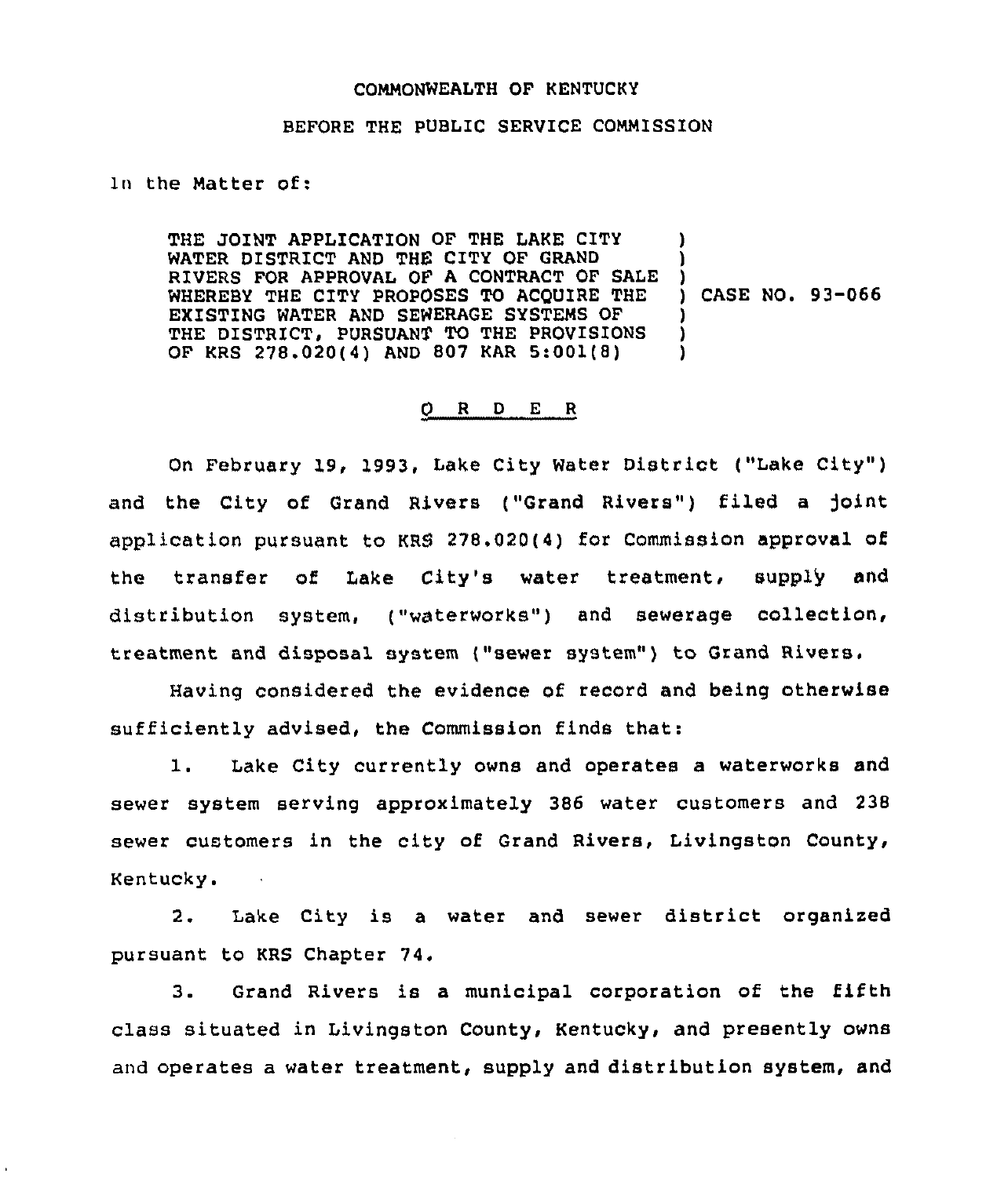COMMONWEALTH OF KENTUCKY

BEFORE THE PUBLIC SERVICE COMMISSION

In the Matter of:

THE JOINT APPLICATION OF THE LAKE CITY WATER DISTRICT AND THE CITY OF GRAND RIVERS FOR APPROVAL OF A CONTRACT OF SALE WHEREBY THE CITY PROPOSES TO ACQUIRE THE EXISTING WATER AND SEWERAGE SYSTEMS OF THE DISTRICT, PURSUANT TO THE PROVISIONS OF KRS 278.020(4) AND 807 KAR 5:001(8) ) CASE NO. 93-066

## O R D E R

On February 19, 1993, Lake City Water District ("Lake City") and the City of Grand Rivers ("Grand Rivers") filed a joint application pursuant to KRS 278.020(4) for Commission approval of the transfer of Lake City's water treatment, supply and distribution system, ("waterworks") and sewerage collection, treatment and disposal system ("sewer system") to Grand Rivers.

Having considered the evidence of record and being otherwise sufficiently advised, the Commission finds that:

1. Lake City currently owns and operates a waterworks and sewer system serving approximately 386 water customers and 238 sewer customers in the city of Grand Rivers, Livingston County, Kentucky.

2. Lake City is a water and sewer district organized pursuant to KRS Chapter 74.

3. Grand Rivers is a municipal corporation of the fifth class situated in Livingston County, Kentucky, and presently owns and operates a water treatment, supply and distribution system, and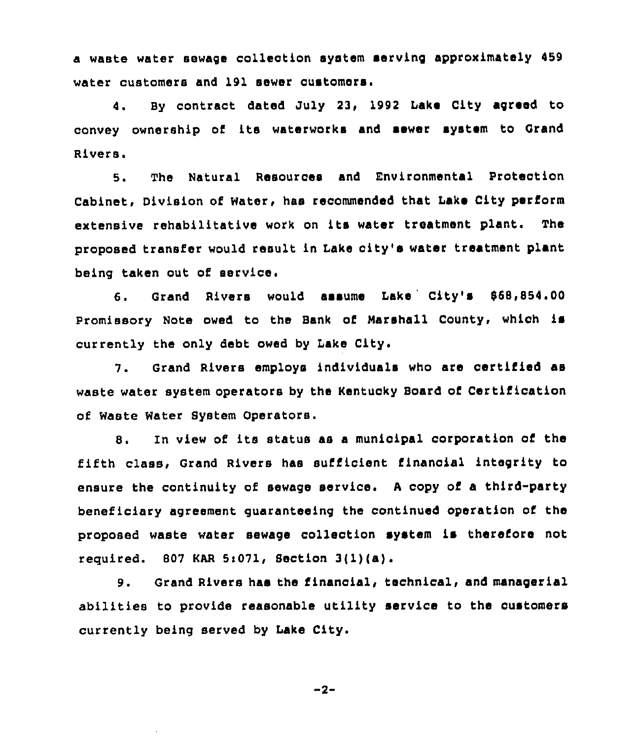a waste water sewage collection system serving approximately 459 water customers and 191 sewer customers.

4. By contract dated July 23, 1992 Lake City agreed to convey ownership of its waterworks and sewer system to Grand Rivers.

5. The Natural Resources and Environmental Protection Cabinet, Division of Water, has recommended that Lake City perform extensive rehabilitative work on its water treatment plant. The proposed transfer would result in Lake city's water treatment plant being taken out of service.

6. Grand Rivers would assume Lake City's $68,854.00 Promissory Note owed to the Bank of Marshall County, which is currently the only debt owed by Lake City.

7. Grand Rivers employs individuals who are certified as waste water system operators by the Kentucky Board of Certification of Waste Water System Operators.

8. In view of its status as a municipal corporation of the fifth class, Grand Rivers has sufficient financial integrity to ensure the continuity of sewage service. A copy of a third-party beneficiary agreement guaranteeing the continued operation of the proposed waste water sewage collection system is therefore not required. 807 KAR 5:071, Section 3(1)(a).

9. Grand Rivers has the financial, technical, and managerial abilities to provide reasonable utility service to the customers currently being served by Lake City.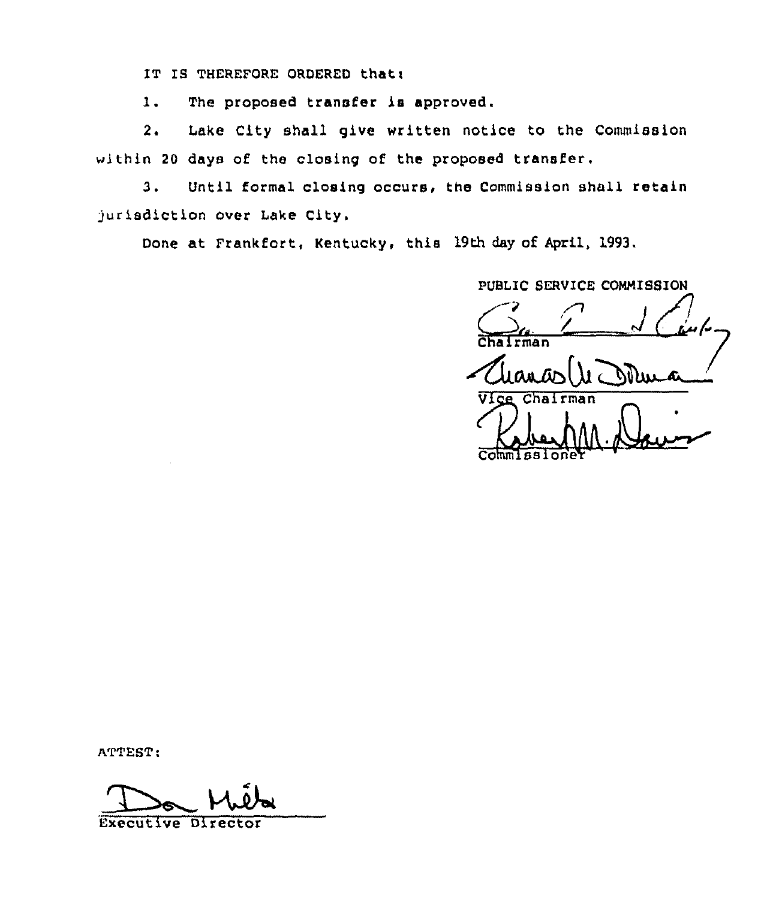IT IS THEREFORE ORDERED that:

1. The proposed transfer is approved.

2. Lake City shall give written notice to the Commission within 20 days of the closing of the proposed transfer.

3. Until formal closing occurs, the Commission shall retain jurisdiction over Lake City.

Done at Frankfort, Kentucky, this 19th day of April, 1993.

PUBLIC SERVICE COMMISSION

Chairman

Vice Chairman

Commissioner

ATTEST:

Executive Director